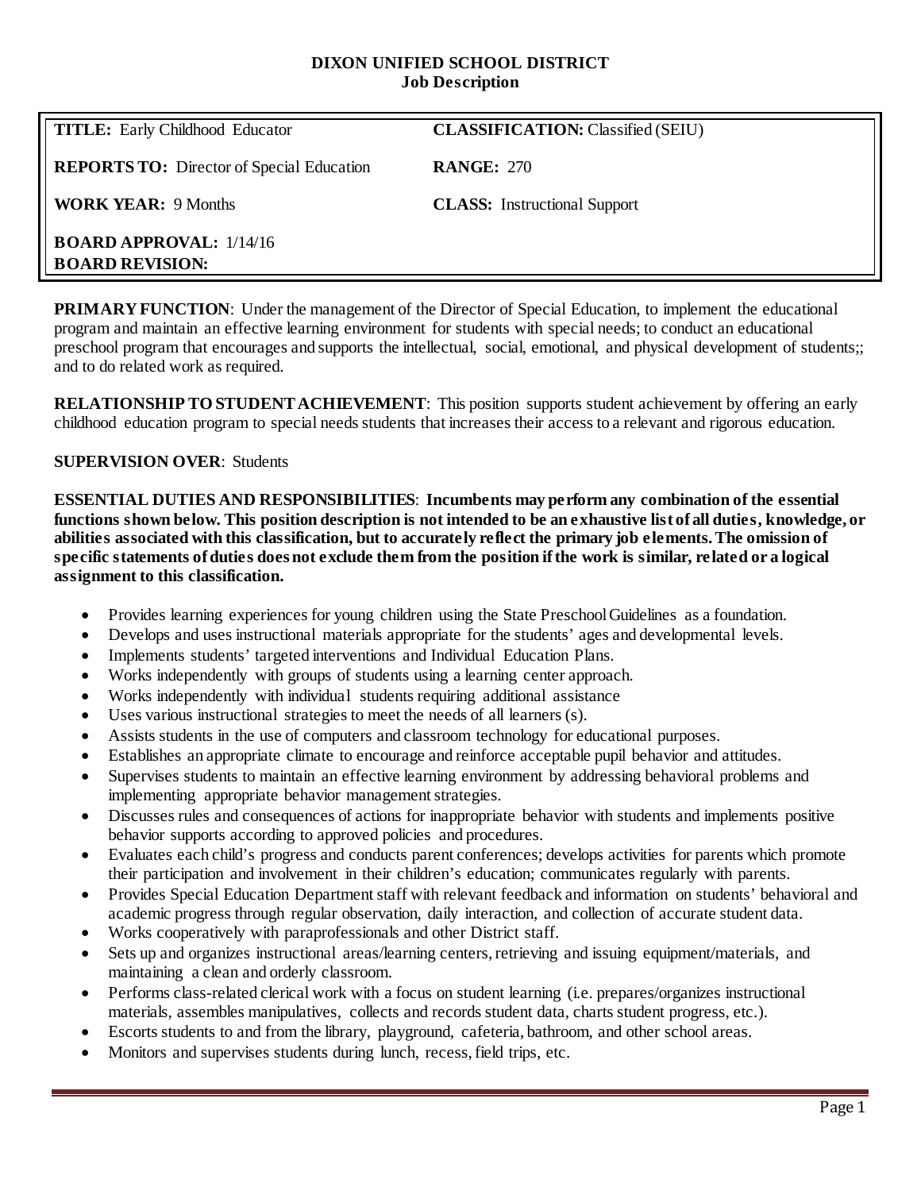**DIXON UNIFIED SCHOOL DISTRICT**
**Job Description**

| | |
|---|---|
| **TITLE:** Early Childhood Educator | **CLASSIFICATION:** Classified (SEIU) |
| **REPORTS TO:** Director of Special Education | **RANGE:** 270 |
| **WORK YEAR:** 9 Months | **CLASS:** Instructional Support |
| **BOARD APPROVAL:** 1/14/16<br>**BOARD REVISION:** | |

**PRIMARY FUNCTION**: Under the management of the Director of Special Education, to implement the educational program and maintain an effective learning environment for students with special needs; to conduct an educational preschool program that encourages and supports the intellectual, social, emotional, and physical development of students;; and to do related work as required.

**RELATIONSHIP TO STUDENT ACHIEVEMENT**: This position supports student achievement by offering an early childhood education program to special needs students that increases their access to a relevant and rigorous education.

**SUPERVISION OVER**: Students

**ESSENTIAL DUTIES AND RESPONSIBILITIES**: **Incumbents may perform any combination of the essential functions shown below. This position description is not intended to be an exhaustive list of all duties, knowledge, or abilities associated with this classification, but to accurately reflect the primary job elements. The omission of specific statements of duties does not exclude them from the position if the work is similar, related or a logical assignment to this classification.**

- Provides learning experiences for young children using the State Preschool Guidelines as a foundation.
- Develops and uses instructional materials appropriate for the students' ages and developmental levels.
- Implements students' targeted interventions and Individual Education Plans.
- Works independently with groups of students using a learning center approach.
- Works independently with individual students requiring additional assistance
- Uses various instructional strategies to meet the needs of all learners (s).
- Assists students in the use of computers and classroom technology for educational purposes.
- Establishes an appropriate climate to encourage and reinforce acceptable pupil behavior and attitudes.
- Supervises students to maintain an effective learning environment by addressing behavioral problems and implementing appropriate behavior management strategies.
- Discusses rules and consequences of actions for inappropriate behavior with students and implements positive behavior supports according to approved policies and procedures.
- Evaluates each child's progress and conducts parent conferences; develops activities for parents which promote their participation and involvement in their children's education; communicates regularly with parents.
- Provides Special Education Department staff with relevant feedback and information on students' behavioral and academic progress through regular observation, daily interaction, and collection of accurate student data.
- Works cooperatively with paraprofessionals and other District staff.
- Sets up and organizes instructional areas/learning centers, retrieving and issuing equipment/materials, and maintaining a clean and orderly classroom.
- Performs class-related clerical work with a focus on student learning (i.e. prepares/organizes instructional materials, assembles manipulatives, collects and records student data, charts student progress, etc.).
- Escorts students to and from the library, playground, cafeteria, bathroom, and other school areas.
- Monitors and supervises students during lunch, recess, field trips, etc.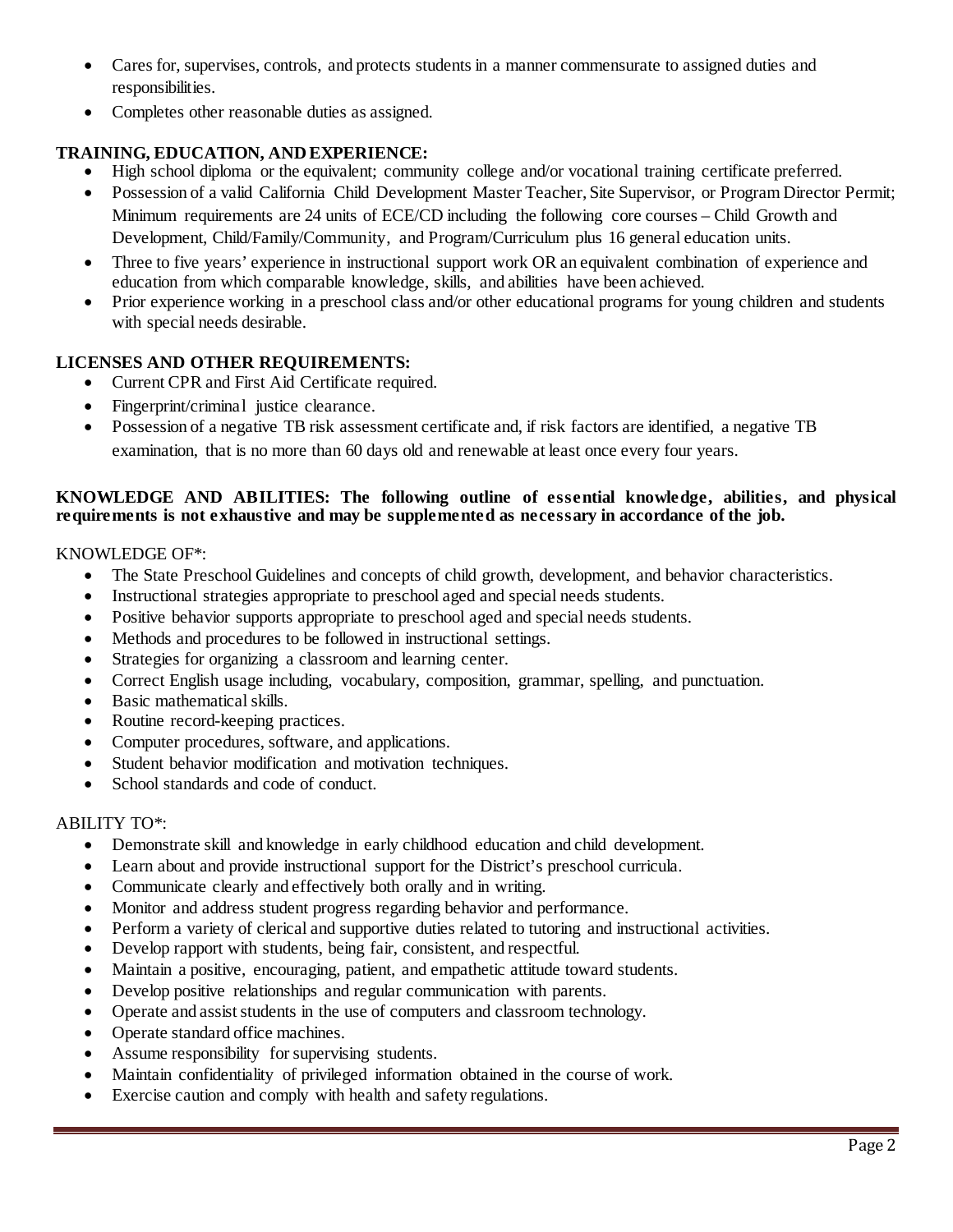- Cares for, supervises, controls, and protects students in a manner commensurate to assigned duties and responsibilities.
- Completes other reasonable duties as assigned.

**TRAINING, EDUCATION, AND EXPERIENCE:**

- High school diploma or the equivalent; community college and/or vocational training certificate preferred.
- Possession of a valid California Child Development Master Teacher, Site Supervisor, or Program Director Permit; Minimum requirements are 24 units of ECE/CD including the following core courses – Child Growth and Development, Child/Family/Community, and Program/Curriculum plus 16 general education units.
- Three to five years' experience in instructional support work OR an equivalent combination of experience and education from which comparable knowledge, skills, and abilities have been achieved.
- Prior experience working in a preschool class and/or other educational programs for young children and students with special needs desirable.

**LICENSES AND OTHER REQUIREMENTS:**

- Current CPR and First Aid Certificate required.
- Fingerprint/criminal justice clearance.
- Possession of a negative TB risk assessment certificate and, if risk factors are identified, a negative TB examination, that is no more than 60 days old and renewable at least once every four years.

**KNOWLEDGE AND ABILITIES: The following outline of essential knowledge, abilities, and physical requirements is not exhaustive and may be supplemented as necessary in accordance of the job.**

KNOWLEDGE OF*:

- The State Preschool Guidelines and concepts of child growth, development, and behavior characteristics.
- Instructional strategies appropriate to preschool aged and special needs students.
- Positive behavior supports appropriate to preschool aged and special needs students.
- Methods and procedures to be followed in instructional settings.
- Strategies for organizing a classroom and learning center.
- Correct English usage including, vocabulary, composition, grammar, spelling, and punctuation.
- Basic mathematical skills.
- Routine record-keeping practices.
- Computer procedures, software, and applications.
- Student behavior modification and motivation techniques.
- School standards and code of conduct.

ABILITY TO*:

- Demonstrate skill and knowledge in early childhood education and child development.
- Learn about and provide instructional support for the District's preschool curricula.
- Communicate clearly and effectively both orally and in writing.
- Monitor and address student progress regarding behavior and performance.
- Perform a variety of clerical and supportive duties related to tutoring and instructional activities.
- Develop rapport with students, being fair, consistent, and respectful.
- Maintain a positive, encouraging, patient, and empathetic attitude toward students.
- Develop positive relationships and regular communication with parents.
- Operate and assist students in the use of computers and classroom technology.
- Operate standard office machines.
- Assume responsibility for supervising students.
- Maintain confidentiality of privileged information obtained in the course of work.
- Exercise caution and comply with health and safety regulations.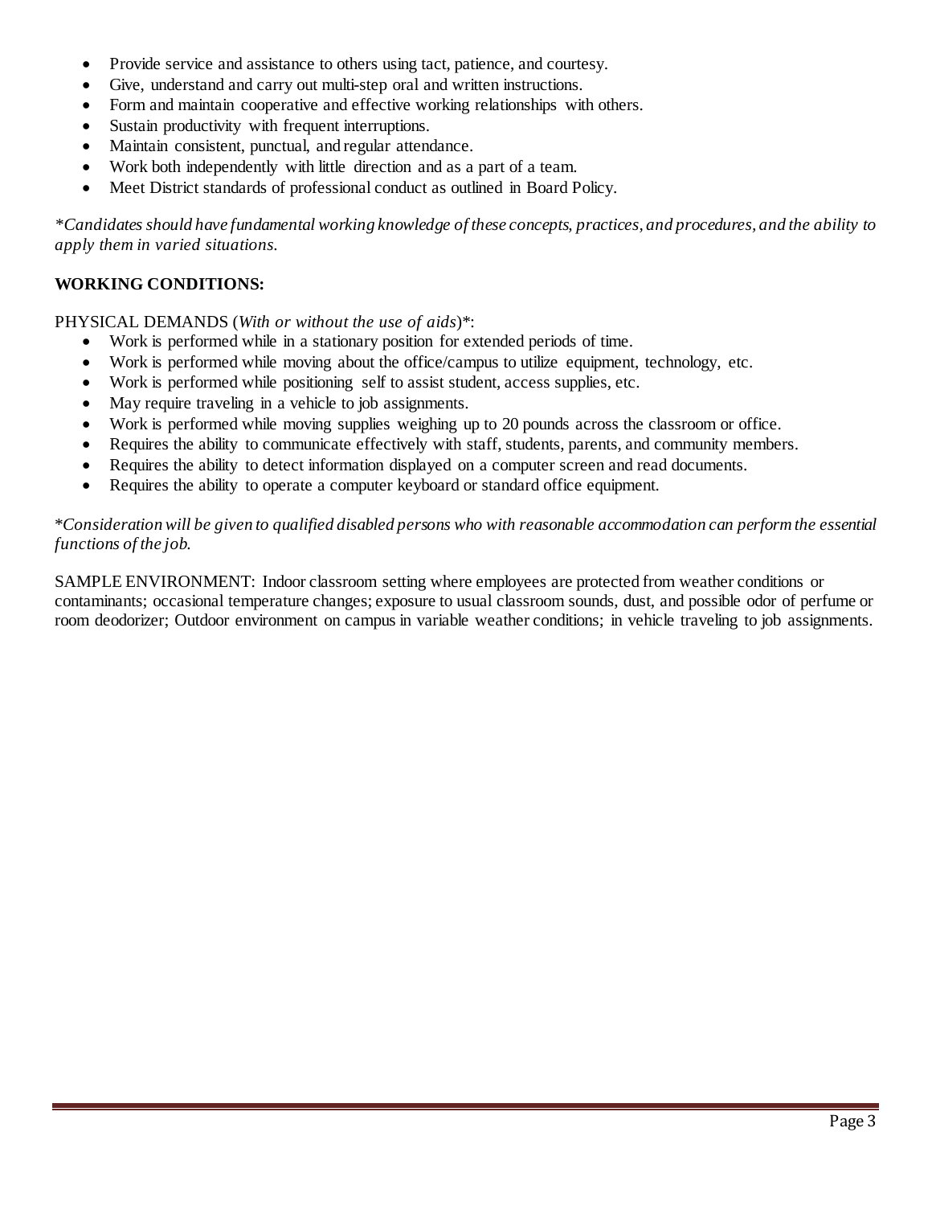- Provide service and assistance to others using tact, patience, and courtesy.
- Give, understand and carry out multi-step oral and written instructions.
- Form and maintain cooperative and effective working relationships with others.
- Sustain productivity with frequent interruptions.
- Maintain consistent, punctual, and regular attendance.
- Work both independently with little direction and as a part of a team.
- Meet District standards of professional conduct as outlined in Board Policy.

*\*Candidates should have fundamental working knowledge of these concepts, practices, and procedures, and the ability to apply them in varied situations.*

**WORKING CONDITIONS:**

PHYSICAL DEMANDS (*With or without the use of aids*)*:

- Work is performed while in a stationary position for extended periods of time.
- Work is performed while moving about the office/campus to utilize equipment, technology, etc.
- Work is performed while positioning self to assist student, access supplies, etc.
- May require traveling in a vehicle to job assignments.
- Work is performed while moving supplies weighing up to 20 pounds across the classroom or office.
- Requires the ability to communicate effectively with staff, students, parents, and community members.
- Requires the ability to detect information displayed on a computer screen and read documents.
- Requires the ability to operate a computer keyboard or standard office equipment.

\**Consideration will be given to qualified disabled persons who with reasonable accommodation can perform the essential functions of the job.*

SAMPLE ENVIRONMENT: Indoor classroom setting where employees are protected from weather conditions or contaminants; occasional temperature changes; exposure to usual classroom sounds, dust, and possible odor of perfume or room deodorizer; Outdoor environment on campus in variable weather conditions; in vehicle traveling to job assignments.